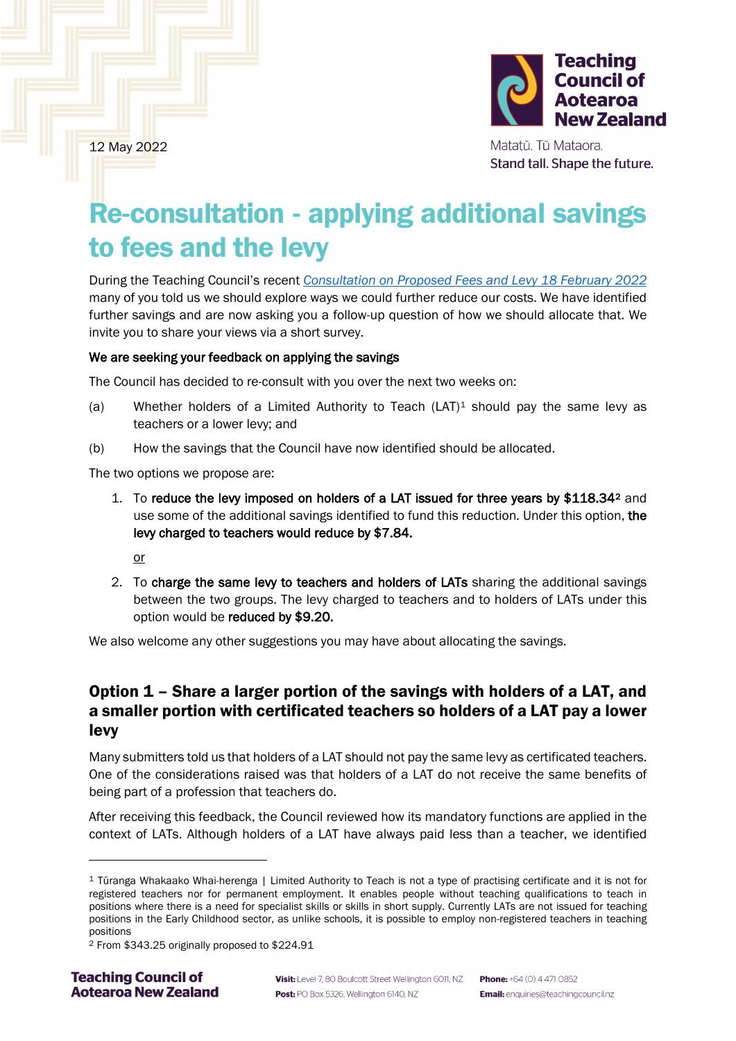12 May 2022

Teaching Council of Aotearoa New Zealand

Matatū. Tū Mataora.
Stand tall. Shape the future.

# Re-consultation - applying additional savings to fees and the levy

During the Teaching Council's recent *Consultation on Proposed Fees and Levy 18 February 2022* many of you told us we should explore ways we could further reduce our costs. We have identified further savings and are now asking you a follow-up question of how we should allocate that. We invite you to share your views via a short survey.

**We are seeking your feedback on applying the savings**

The Council has decided to re-consult with you over the next two weeks on:

(a) Whether holders of a Limited Authority to Teach (LAT)[1] should pay the same levy as teachers or a lower levy; and

(b) How the savings that the Council have now identified should be allocated.

The two options we propose are:

1. To **reduce the levy imposed on holders of a LAT issued for three years by $118.34**[2] and use some of the additional savings identified to fund this reduction. Under this option, **the levy charged to teachers would reduce by $7.84.**

   or

2. To **charge the same levy to teachers and holders of LATs** sharing the additional savings between the two groups. The levy charged to teachers and to holders of LATs under this option would be **reduced by $9.20.**

We also welcome any other suggestions you may have about allocating the savings.

## Option 1 – Share a larger portion of the savings with holders of a LAT, and a smaller portion with certificated teachers so holders of a LAT pay a lower levy

Many submitters told us that holders of a LAT should not pay the same levy as certificated teachers. One of the considerations raised was that holders of a LAT do not receive the same benefits of being part of a profession that teachers do.

After receiving this feedback, the Council reviewed how its mandatory functions are applied in the context of LATs. Although holders of a LAT have always paid less than a teacher, we identified

[1] Tūranga Whakaako Whai-herenga | Limited Authority to Teach is not a type of practising certificate and it is not for registered teachers nor for permanent employment. It enables people without teaching qualifications to teach in positions where there is a need for specialist skills or skills in short supply. Currently LATs are not issued for teaching positions in the Early Childhood sector, as unlike schools, it is possible to employ non-registered teachers in teaching positions

[2] From $343.25 originally proposed to $224.91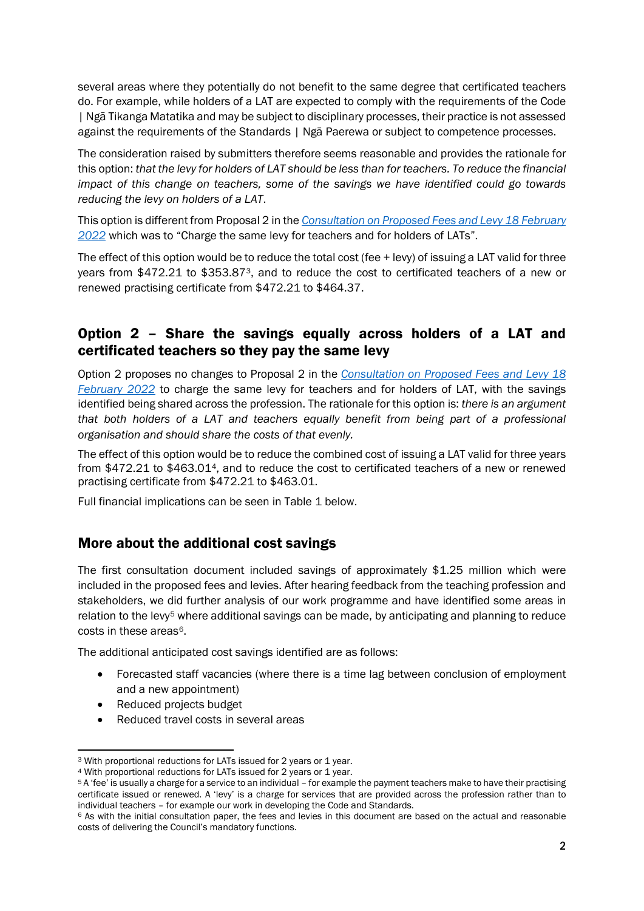several areas where they potentially do not benefit to the same degree that certificated teachers do. For example, while holders of a LAT are expected to comply with the requirements of the Code | Ngā Tikanga Matatika and may be subject to disciplinary processes, their practice is not assessed against the requirements of the Standards | Ngā Paerewa or subject to competence processes.

The consideration raised by submitters therefore seems reasonable and provides the rationale for this option: *that the levy for holders of LAT should be less than for teachers. To reduce the financial impact of this change on teachers, some of the savings we have identified could go towards reducing the levy on holders of a LAT.*

This option is different from Proposal 2 in the [Consultation on Proposed Fees and Levy 18 February 2022] which was to "Charge the same levy for teachers and for holders of LATs".

The effect of this option would be to reduce the total cost (fee + levy) of issuing a LAT valid for three years from $472.21 to $353.87[3], and to reduce the cost to certificated teachers of a new or renewed practising certificate from $472.21 to $464.37.

## Option 2 – Share the savings equally across holders of a LAT and certificated teachers so they pay the same levy

Option 2 proposes no changes to Proposal 2 in the [Consultation on Proposed Fees and Levy 18 February 2022] to charge the same levy for teachers and for holders of LAT, with the savings identified being shared across the profession. The rationale for this option is: *there is an argument that both holders of a LAT and teachers equally benefit from being part of a professional organisation and should share the costs of that evenly.*

The effect of this option would be to reduce the combined cost of issuing a LAT valid for three years from $472.21 to $463.01[4], and to reduce the cost to certificated teachers of a new or renewed practising certificate from $472.21 to $463.01.

Full financial implications can be seen in Table 1 below.

## More about the additional cost savings

The first consultation document included savings of approximately $1.25 million which were included in the proposed fees and levies. After hearing feedback from the teaching profession and stakeholders, we did further analysis of our work programme and have identified some areas in relation to the levy[5] where additional savings can be made, by anticipating and planning to reduce costs in these areas[6].

The additional anticipated cost savings identified are as follows:

- Forecasted staff vacancies (where there is a time lag between conclusion of employment and a new appointment)
- Reduced projects budget
- Reduced travel costs in several areas

[3] With proportional reductions for LATs issued for 2 years or 1 year.

[4] With proportional reductions for LATs issued for 2 years or 1 year.

[5] A 'fee' is usually a charge for a service to an individual – for example the payment teachers make to have their practising certificate issued or renewed. A 'levy' is a charge for services that are provided across the profession rather than to individual teachers – for example our work in developing the Code and Standards.

[6] As with the initial consultation paper, the fees and levies in this document are based on the actual and reasonable costs of delivering the Council's mandatory functions.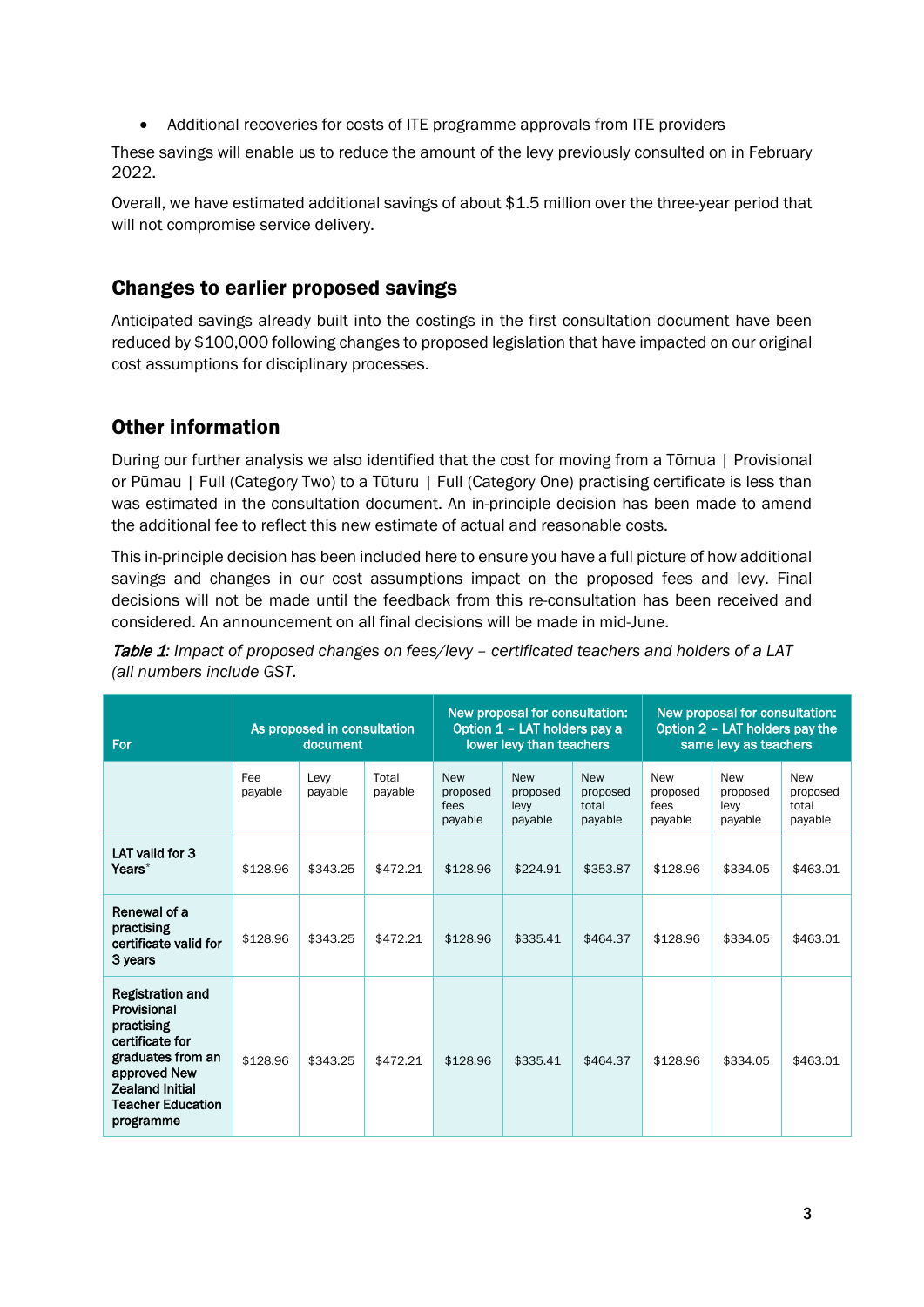- Additional recoveries for costs of ITE programme approvals from ITE providers

These savings will enable us to reduce the amount of the levy previously consulted on in February 2022.

Overall, we have estimated additional savings of about $1.5 million over the three-year period that will not compromise service delivery.

## Changes to earlier proposed savings

Anticipated savings already built into the costings in the first consultation document have been reduced by $100,000 following changes to proposed legislation that have impacted on our original cost assumptions for disciplinary processes.

## Other information

During our further analysis we also identified that the cost for moving from a Tōmua | Provisional or Pūmau | Full (Category Two) to a Tūturu | Full (Category One) practising certificate is less than was estimated in the consultation document. An in-principle decision has been made to amend the additional fee to reflect this new estimate of actual and reasonable costs.

This in-principle decision has been included here to ensure you have a full picture of how additional savings and changes in our cost assumptions impact on the proposed fees and levy. Final decisions will not be made until the feedback from this re-consultation has been received and considered. An announcement on all final decisions will be made in mid-June.

*Table 1: Impact of proposed changes on fees/levy – certificated teachers and holders of a LAT (all numbers include GST.*

| For | As proposed in consultation document | | | New proposal for consultation: Option 1 – LAT holders pay a lower levy than teachers | | | New proposal for consultation: Option 2 – LAT holders pay the same levy as teachers | | |
|---|---|---|---|---|---|---|---|---|---|
| | Fee payable | Levy payable | Total payable | New proposed fees payable | New proposed levy payable | New proposed total payable | New proposed fees payable | New proposed levy payable | New proposed total payable |
| **LAT valid for 3 Years*** | $128.96 | $343.25 | $472.21 | $128.96 | $224.91 | $353.87 | $128.96 | $334.05 | $463.01 |
| **Renewal of a practising certificate valid for 3 years** | $128.96 | $343.25 | $472.21 | $128.96 | $335.41 | $464.37 | $128.96 | $334.05 | $463.01 |
| **Registration and Provisional practising certificate for graduates from an approved New Zealand Initial Teacher Education programme** | $128.96 | $343.25 | $472.21 | $128.96 | $335.41 | $464.37 | $128.96 | $334.05 | $463.01 |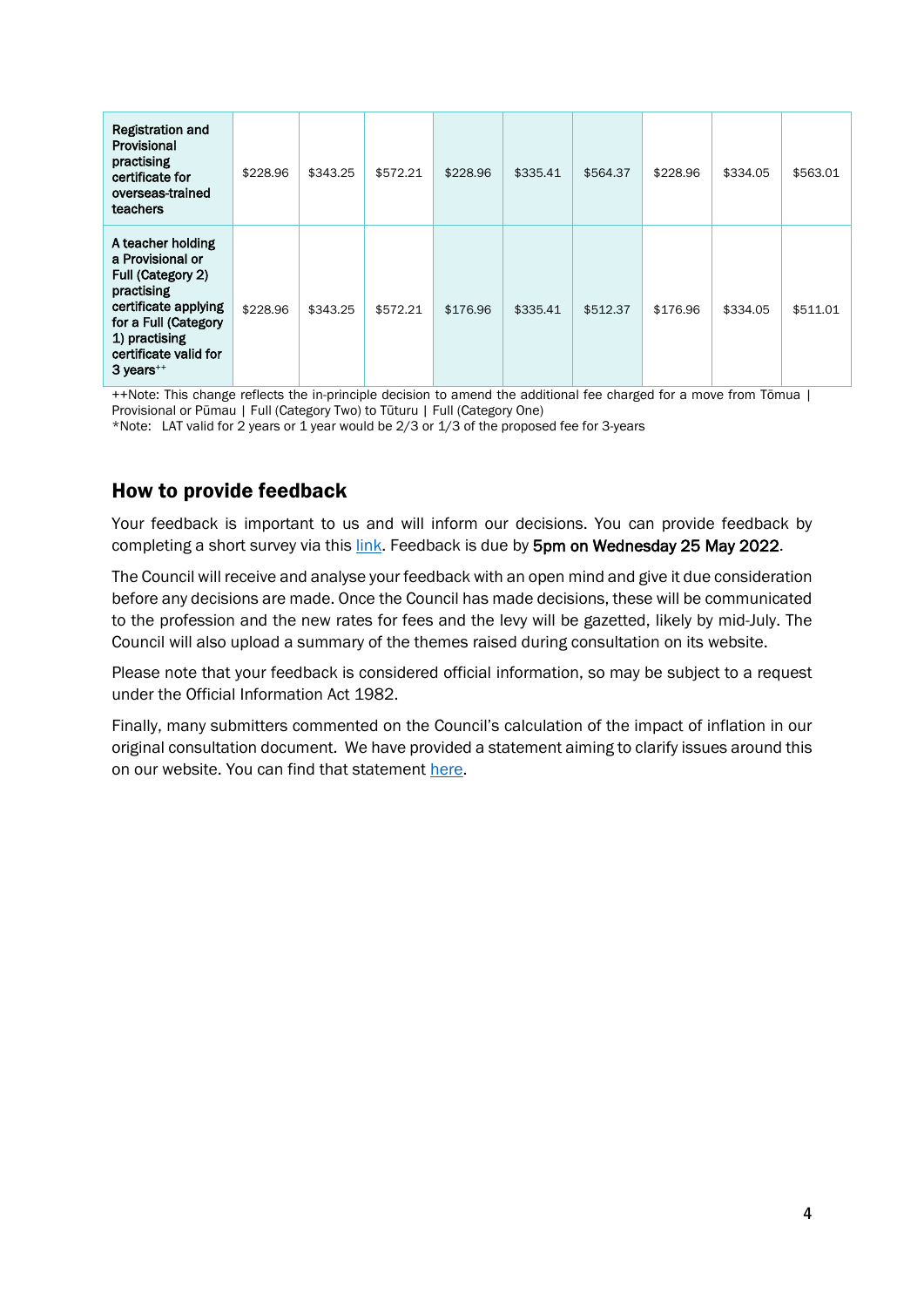| | | | | | | | | | |
|---|---|---|---|---|---|---|---|---|---|
| Registration and Provisional practising certificate for overseas-trained teachers | $228.96 | $343.25 | $572.21 | $228.96 | $335.41 | $564.37 | $228.96 | $334.05 | $563.01 |
| A teacher holding a Provisional or Full (Category 2) practising certificate applying for a Full (Category 1) practising certificate valid for 3 years++ | $228.96 | $343.25 | $572.21 | $176.96 | $335.41 | $512.37 | $176.96 | $334.05 | $511.01 |

++Note: This change reflects the in-principle decision to amend the additional fee charged for a move from Tōmua | Provisional or Pūmau | Full (Category Two) to Tūturu | Full (Category One)

*Note: LAT valid for 2 years or 1 year would be 2/3 or 1/3 of the proposed fee for 3-years

## How to provide feedback

Your feedback is important to us and will inform our decisions. You can provide feedback by completing a short survey via this link. Feedback is due by **5pm on Wednesday 25 May 2022**.

The Council will receive and analyse your feedback with an open mind and give it due consideration before any decisions are made. Once the Council has made decisions, these will be communicated to the profession and the new rates for fees and the levy will be gazetted, likely by mid-July. The Council will also upload a summary of the themes raised during consultation on its website.

Please note that your feedback is considered official information, so may be subject to a request under the Official Information Act 1982.

Finally, many submitters commented on the Council's calculation of the impact of inflation in our original consultation document. We have provided a statement aiming to clarify issues around this on our website. You can find that statement here.